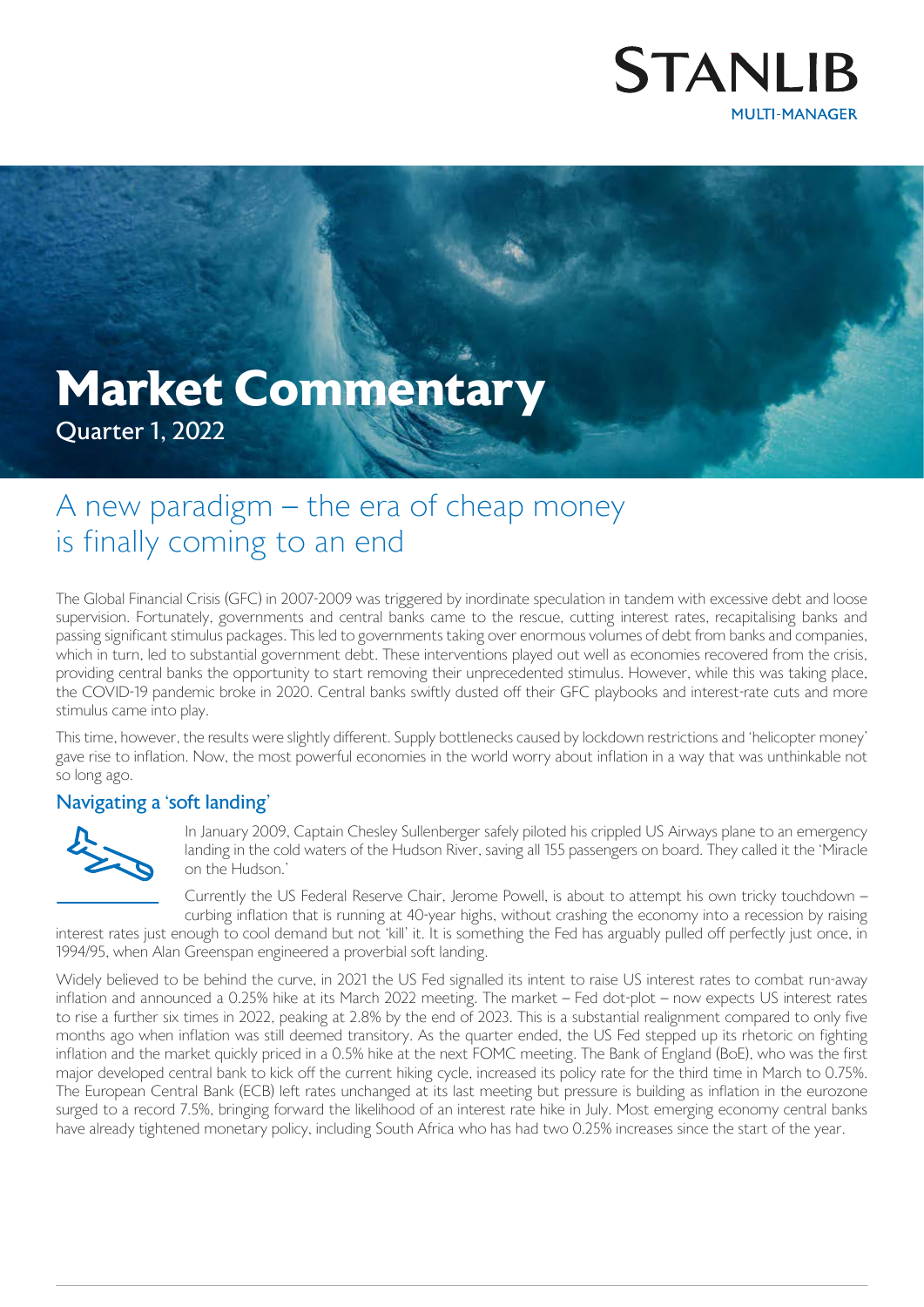# Market Commentary

Quarter 1, 2022

## A new paradigm – the era of cheap money is finally coming to an end

The Global Financial Crisis (GFC) in 2007-2009 was triggered by inordinate speculation in tandem with excessive debt and loose supervision. Fortunately, governments and central banks came to the rescue, cutting interest rates, recapitalising banks and passing significant stimulus packages. This led to governments taking over enormous volumes of debt from banks and companies, which in turn, led to substantial government debt. These interventions played out well as economies recovered from the crisis, providing central banks the opportunity to start removing their unprecedented stimulus. However, while this was taking place, the COVID-19 pandemic broke in 2020. Central banks swiftly dusted off their GFC playbooks and interest-rate cuts and more stimulus came into play.

This time, however, the results were slightly different. Supply bottlenecks caused by lockdown restrictions and 'helicopter money' gave rise to inflation. Now, the most powerful economies in the world worry about inflation in a way that was unthinkable not so long ago.

### Navigating a 'soft landing'

In January 2009, Captain Chesley Sullenberger safely piloted his crippled US Airways plane to an emergency landing in the cold waters of the Hudson River, saving all 155 passengers on board. They called it the 'Miracle on the Hudson.'

Currently the US Federal Reserve Chair, Jerome Powell, is about to attempt his own tricky touchdown – curbing inflation that is running at 40-year highs, without crashing the economy into a recession by raising interest rates just enough to cool demand but not 'kill' it. It is something the Fed has arguably pulled off perfectly just once, in 1994/95, when Alan Greenspan engineered a proverbial soft landing.

Widely believed to be behind the curve, in 2021 the US Fed signalled its intent to raise US interest rates to combat run-away inflation and announced a 0.25% hike at its March 2022 meeting. The market – Fed dot-plot – now expects US interest rates to rise a further six times in 2022, peaking at 2.8% by the end of 2023. This is a substantial realignment compared to only five months ago when inflation was still deemed transitory. As the quarter ended, the US Fed stepped up its rhetoric on fighting inflation and the market quickly priced in a 0.5% hike at the next FOMC meeting. The Bank of England (BoE), who was the first major developed central bank to kick off the current hiking cycle, increased its policy rate for the third time in March to 0.75%. The European Central Bank (ECB) left rates unchanged at its last meeting but pressure is building as inflation in the eurozone surged to a record 7.5%, bringing forward the likelihood of an interest rate hike in July. Most emerging economy central banks have already tightened monetary policy, including South Africa who has had two 0.25% increases since the start of the year.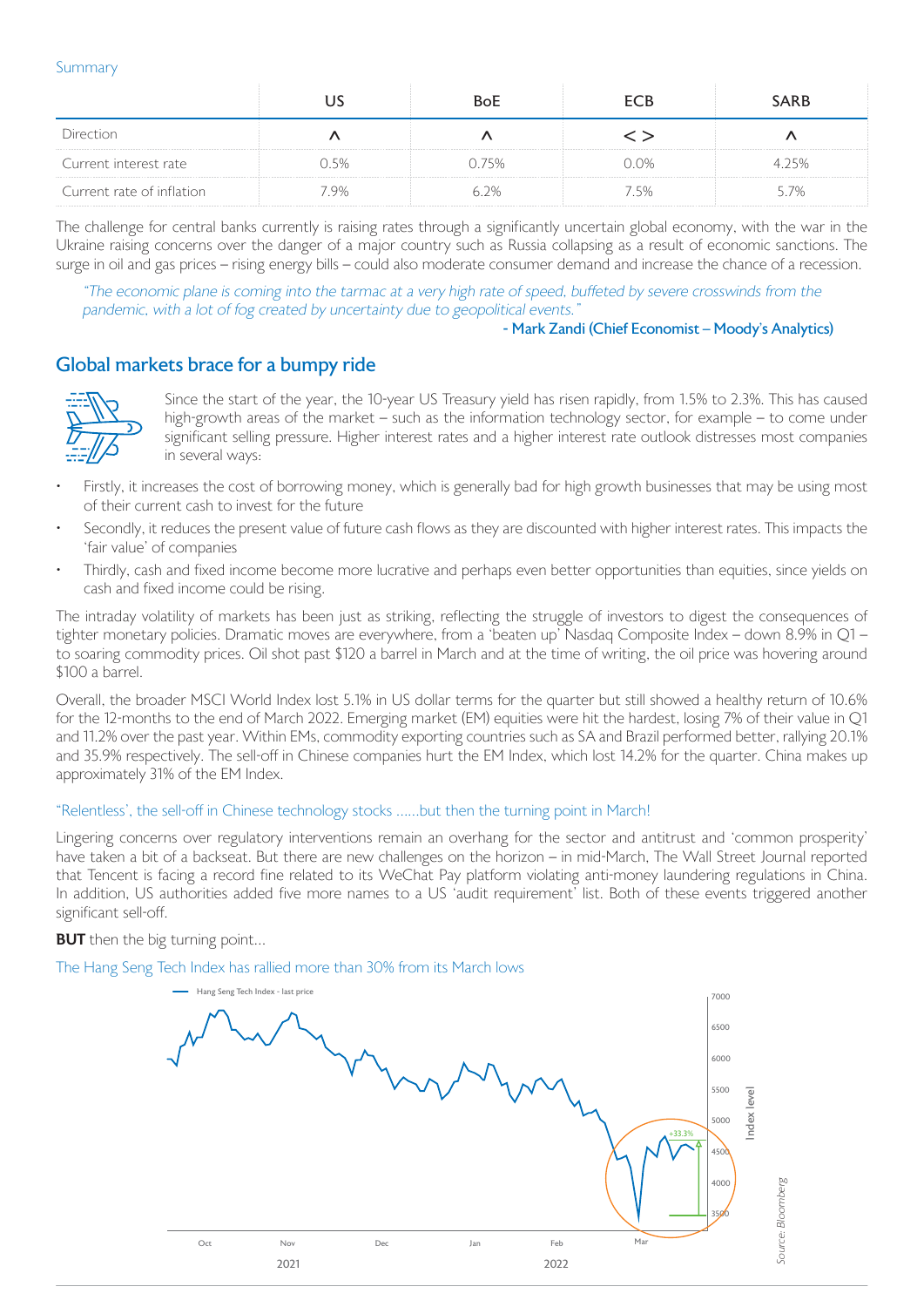Summary

| | US | BoE | ECB | SARB |
|---|---|---|---|---|
| Direction | ^ | ^ | < > | ^ |
| Current interest rate | 0.5% | 0.75% | 0.0% | 4.25% |
| Current rate of inflation | 7.9% | 6.2% | 7.5% | 5.7% |

The challenge for central banks currently is raising rates through a significantly uncertain global economy, with the war in the Ukraine raising concerns over the danger of a major country such as Russia collapsing as a result of economic sanctions. The surge in oil and gas prices – rising energy bills – could also moderate consumer demand and increase the chance of a recession.

> *"The economic plane is coming into the tarmac at a very high rate of speed, buffeted by severe crosswinds from the pandemic, with a lot of fog created by uncertainty due to geopolitical events."*
>
> \- Mark Zandi (Chief Economist – Moody's Analytics)

## Global markets brace for a bumpy ride

Since the start of the year, the 10-year US Treasury yield has risen rapidly, from 1.5% to 2.3%. This has caused high-growth areas of the market – such as the information technology sector, for example – to come under significant selling pressure. Higher interest rates and a higher interest rate outlook distresses most companies in several ways:

- Firstly, it increases the cost of borrowing money, which is generally bad for high growth businesses that may be using most of their current cash to invest for the future
- Secondly, it reduces the present value of future cash flows as they are discounted with higher interest rates. This impacts the 'fair value' of companies
- Thirdly, cash and fixed income become more lucrative and perhaps even better opportunities than equities, since yields on cash and fixed income could be rising.

The intraday volatility of markets has been just as striking, reflecting the struggle of investors to digest the consequences of tighter monetary policies. Dramatic moves are everywhere, from a 'beaten up' Nasdaq Composite Index – down 8.9% in Q1 – to soaring commodity prices. Oil shot past $120 a barrel in March and at the time of writing, the oil price was hovering around $100 a barrel.

Overall, the broader MSCI World Index lost 5.1% in US dollar terms for the quarter but still showed a healthy return of 10.6% for the 12-months to the end of March 2022. Emerging market (EM) equities were hit the hardest, losing 7% of their value in Q1 and 11.2% over the past year. Within EMs, commodity exporting countries such as SA and Brazil performed better, rallying 20.1% and 35.9% respectively. The sell-off in Chinese companies hurt the EM Index, which lost 14.2% for the quarter. China makes up approximately 31% of the EM Index.

### "Relentless', the sell-off in Chinese technology stocks ......but then the turning point in March!

Lingering concerns over regulatory interventions remain an overhang for the sector and antitrust and 'common prosperity' have taken a bit of a backseat. But there are new challenges on the horizon – in mid-March, The Wall Street Journal reported that Tencent is facing a record fine related to its WeChat Pay platform violating anti-money laundering regulations in China. In addition, US authorities added five more names to a US 'audit requirement' list. Both of these events triggered another significant sell-off.

**BUT** then the big turning point...

The Hang Seng Tech Index has rallied more than 30% from its March lows

Source: Bloomberg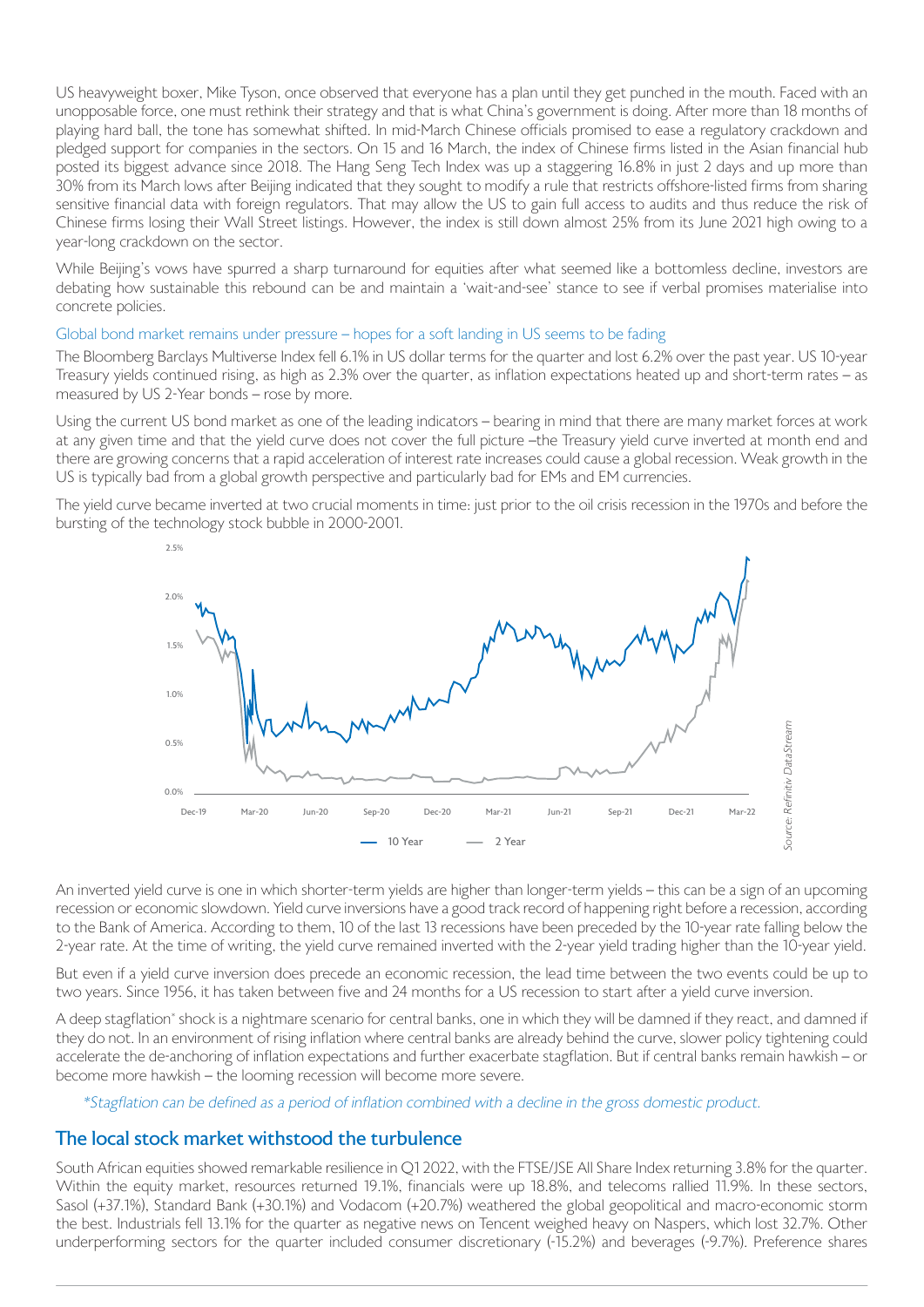US heavyweight boxer, Mike Tyson, once observed that everyone has a plan until they get punched in the mouth. Faced with an unopposable force, one must rethink their strategy and that is what China's government is doing. After more than 18 months of playing hard ball, the tone has somewhat shifted. In mid-March Chinese officials promised to ease a regulatory crackdown and pledged support for companies in the sectors. On 15 and 16 March, the index of Chinese firms listed in the Asian financial hub posted its biggest advance since 2018. The Hang Seng Tech Index was up a staggering 16.8% in just 2 days and up more than 30% from its March lows after Beijing indicated that they sought to modify a rule that restricts offshore-listed firms from sharing sensitive financial data with foreign regulators. That may allow the US to gain full access to audits and thus reduce the risk of Chinese firms losing their Wall Street listings. However, the index is still down almost 25% from its June 2021 high owing to a year-long crackdown on the sector.

While Beijing's vows have spurred a sharp turnaround for equities after what seemed like a bottomless decline, investors are debating how sustainable this rebound can be and maintain a 'wait-and-see' stance to see if verbal promises materialise into concrete policies.

### Global bond market remains under pressure – hopes for a soft landing in US seems to be fading

The Bloomberg Barclays Multiverse Index fell 6.1% in US dollar terms for the quarter and lost 6.2% over the past year. US 10-year Treasury yields continued rising, as high as 2.3% over the quarter, as inflation expectations heated up and short-term rates – as measured by US 2-Year bonds – rose by more.

Using the current US bond market as one of the leading indicators – bearing in mind that there are many market forces at work at any given time and that the yield curve does not cover the full picture –the Treasury yield curve inverted at month end and there are growing concerns that a rapid acceleration of interest rate increases could cause a global recession. Weak growth in the US is typically bad from a global growth perspective and particularly bad for EMs and EM currencies.

The yield curve became inverted at two crucial moments in time: just prior to the oil crisis recession in the 1970s and before the bursting of the technology stock bubble in 2000-2001.

Source: Refinitiv DataStream

An inverted yield curve is one in which shorter-term yields are higher than longer-term yields – this can be a sign of an upcoming recession or economic slowdown. Yield curve inversions have a good track record of happening right before a recession, according to the Bank of America. According to them, 10 of the last 13 recessions have been preceded by the 10-year rate falling below the 2-year rate. At the time of writing, the yield curve remained inverted with the 2-year yield trading higher than the 10-year yield.

But even if a yield curve inversion does precede an economic recession, the lead time between the two events could be up to two years. Since 1956, it has taken between five and 24 months for a US recession to start after a yield curve inversion.

A deep stagflation* shock is a nightmare scenario for central banks, one in which they will be damned if they react, and damned if they do not. In an environment of rising inflation where central banks are already behind the curve, slower policy tightening could accelerate the de-anchoring of inflation expectations and further exacerbate stagflation. But if central banks remain hawkish – or become more hawkish – the looming recession will become more severe.

*\*Stagflation can be defined as a period of inflation combined with a decline in the gross domestic product.*

## The local stock market withstood the turbulence

South African equities showed remarkable resilience in Q1 2022, with the FTSE/JSE All Share Index returning 3.8% for the quarter. Within the equity market, resources returned 19.1%, financials were up 18.8%, and telecoms rallied 11.9%. In these sectors, Sasol (+37.1%), Standard Bank (+30.1%) and Vodacom (+20.7%) weathered the global geopolitical and macro-economic storm the best. Industrials fell 13.1% for the quarter as negative news on Tencent weighed heavy on Naspers, which lost 32.7%. Other underperforming sectors for the quarter included consumer discretionary (-15.2%) and beverages (-9.7%). Preference shares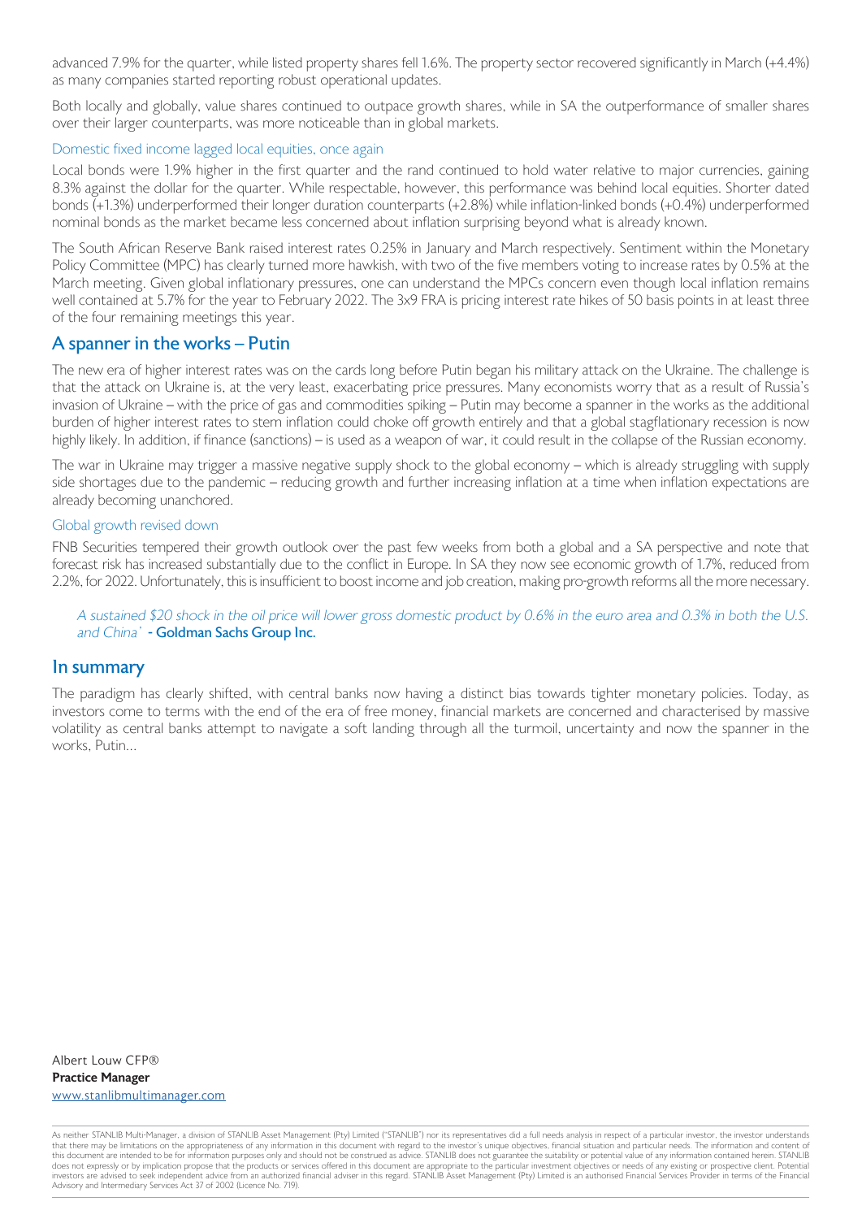advanced 7.9% for the quarter, while listed property shares fell 1.6%. The property sector recovered significantly in March (+4.4%) as many companies started reporting robust operational updates.

Both locally and globally, value shares continued to outpace growth shares, while in SA the outperformance of smaller shares over their larger counterparts, was more noticeable than in global markets.

### Domestic fixed income lagged local equities, once again

Local bonds were 1.9% higher in the first quarter and the rand continued to hold water relative to major currencies, gaining 8.3% against the dollar for the quarter. While respectable, however, this performance was behind local equities. Shorter dated bonds (+1.3%) underperformed their longer duration counterparts (+2.8%) while inflation-linked bonds (+0.4%) underperformed nominal bonds as the market became less concerned about inflation surprising beyond what is already known.

The South African Reserve Bank raised interest rates 0.25% in January and March respectively. Sentiment within the Monetary Policy Committee (MPC) has clearly turned more hawkish, with two of the five members voting to increase rates by 0.5% at the March meeting. Given global inflationary pressures, one can understand the MPCs concern even though local inflation remains well contained at 5.7% for the year to February 2022. The 3x9 FRA is pricing interest rate hikes of 50 basis points in at least three of the four remaining meetings this year.

## A spanner in the works – Putin

The new era of higher interest rates was on the cards long before Putin began his military attack on the Ukraine. The challenge is that the attack on Ukraine is, at the very least, exacerbating price pressures. Many economists worry that as a result of Russia's invasion of Ukraine – with the price of gas and commodities spiking – Putin may become a spanner in the works as the additional burden of higher interest rates to stem inflation could choke off growth entirely and that a global stagflationary recession is now highly likely. In addition, if finance (sanctions) – is used as a weapon of war, it could result in the collapse of the Russian economy.

The war in Ukraine may trigger a massive negative supply shock to the global economy – which is already struggling with supply side shortages due to the pandemic – reducing growth and further increasing inflation at a time when inflation expectations are already becoming unanchored.

### Global growth revised down

FNB Securities tempered their growth outlook over the past few weeks from both a global and a SA perspective and note that forecast risk has increased substantially due to the conflict in Europe. In SA they now see economic growth of 1.7%, reduced from 2.2%, for 2022. Unfortunately, this is insufficient to boost income and job creation, making pro-growth reforms all the more necessary.

> *A sustained $20 shock in the oil price will lower gross domestic product by 0.6% in the euro area and 0.3% in both the U.S. and China'* - **Goldman Sachs Group Inc.**

## In summary

The paradigm has clearly shifted, with central banks now having a distinct bias towards tighter monetary policies. Today, as investors come to terms with the end of the era of free money, financial markets are concerned and characterised by massive volatility as central banks attempt to navigate a soft landing through all the turmoil, uncertainty and now the spanner in the works, Putin...

Albert Louw CFP®
**Practice Manager**
www.stanlibmultimanager.com

As neither STANLIB Multi-Manager, a division of STANLIB Asset Management (Pty) Limited ("STANLIB") nor its representatives did a full needs analysis in respect of a particular investor, the investor understands that there may be limitations on the appropriateness of any information in this document with regard to the investor's unique objectives, financial situation and particular needs. The information and content of this document are intended to be for information purposes only and should not be construed as advice. STANLIB does not guarantee the suitability or potential value of any information contained herein. STANLIB does not expressly or by implication propose that the products or services offered in this document are appropriate to the particular investment objectives or needs of any existing or prospective client. Potential investors are advised to seek independent advice from an authorized financial adviser in this regard. STANLIB Asset Management (Pty) Limited is an authorised Financial Services Provider in terms of the Financial Advisory and Intermediary Services Act 37 of 2002 (Licence No. 719).